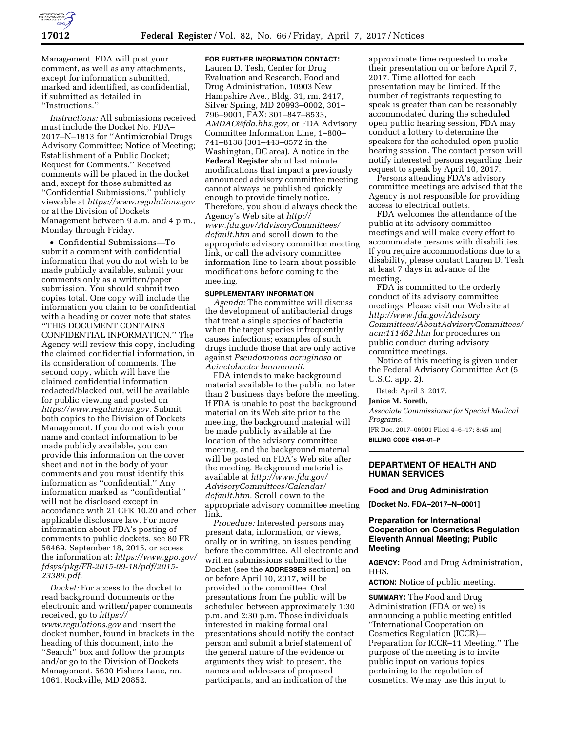Management, FDA will post your comment, as well as any attachments, except for information submitted, marked and identified, as confidential, if submitted as detailed in ''Instructions.''

*Instructions:* All submissions received must include the Docket No. FDA–2017–N–1813 for ''Antimicrobial Drugs Advisory Committee; Notice of Meeting; Establishment of a Public Docket; Request for Comments.'' Received comments will be placed in the docket and, except for those submitted as ''Confidential Submissions,'' publicly viewable at *https://www.regulations.gov* or at the Division of Dockets Management between 9 a.m. and 4 p.m., Monday through Friday.

- Confidential Submissions—To submit a comment with confidential information that you do not wish to be made publicly available, submit your comments only as a written/paper submission. You should submit two copies total. One copy will include the information you claim to be confidential with a heading or cover note that states ''THIS DOCUMENT CONTAINS CONFIDENTIAL INFORMATION.'' The Agency will review this copy, including the claimed confidential information, in its consideration of comments. The second copy, which will have the claimed confidential information redacted/blacked out, will be available for public viewing and posted on *https://www.regulations.gov.* Submit both copies to the Division of Dockets Management. If you do not wish your name and contact information to be made publicly available, you can provide this information on the cover sheet and not in the body of your comments and you must identify this information as ''confidential.'' Any information marked as ''confidential'' will not be disclosed except in accordance with 21 CFR 10.20 and other applicable disclosure law. For more information about FDA's posting of comments to public dockets, see 80 FR 56469, September 18, 2015, or access the information at: *https://www.gpo.gov/fdsys/pkg/FR-2015-09-18/pdf/2015-23389.pdf.*

*Docket:* For access to the docket to read background documents or the electronic and written/paper comments received, go to *https://www.regulations.gov* and insert the docket number, found in brackets in the heading of this document, into the ''Search'' box and follow the prompts and/or go to the Division of Dockets Management, 5630 Fishers Lane, rm. 1061, Rockville, MD 20852.

**FOR FURTHER INFORMATION CONTACT:** Lauren D. Tesh, Center for Drug Evaluation and Research, Food and Drug Administration, 10903 New Hampshire Ave., Bldg. 31, rm. 2417, Silver Spring, MD 20993–0002, 301–796–9001, FAX: 301–847–8533, *AMDAC@fda.hhs.gov,* or FDA Advisory Committee Information Line, 1–800–741–8138 (301–443–0572 in the Washington, DC area). A notice in the **Federal Register** about last minute modifications that impact a previously announced advisory committee meeting cannot always be published quickly enough to provide timely notice. Therefore, you should always check the Agency's Web site at *http://www.fda.gov/AdvisoryCommittees/default.htm* and scroll down to the appropriate advisory committee meeting link, or call the advisory committee information line to learn about possible modifications before coming to the meeting.

**SUPPLEMENTARY INFORMATION**

*Agenda:* The committee will discuss the development of antibacterial drugs that treat a single species of bacteria when the target species infrequently causes infections; examples of such drugs include those that are only active against *Pseudomonas aeruginosa* or *Acinetobacter baumannii.*

FDA intends to make background material available to the public no later than 2 business days before the meeting. If FDA is unable to post the background material on its Web site prior to the meeting, the background material will be made publicly available at the location of the advisory committee meeting, and the background material will be posted on FDA's Web site after the meeting. Background material is available at *http://www.fda.gov/AdvisoryCommittees/Calendar/default.htm.* Scroll down to the appropriate advisory committee meeting link.

*Procedure:* Interested persons may present data, information, or views, orally or in writing, on issues pending before the committee. All electronic and written submissions submitted to the Docket (see the **ADDRESSES** section) on or before April 10, 2017, will be provided to the committee. Oral presentations from the public will be scheduled between approximately 1:30 p.m. and 2:30 p.m. Those individuals interested in making formal oral presentations should notify the contact person and submit a brief statement of the general nature of the evidence or arguments they wish to present, the names and addresses of proposed participants, and an indication of the approximate time requested to make their presentation on or before April 7, 2017. Time allotted for each presentation may be limited. If the number of registrants requesting to speak is greater than can be reasonably accommodated during the scheduled open public hearing session, FDA may conduct a lottery to determine the speakers for the scheduled open public hearing session. The contact person will notify interested persons regarding their request to speak by April 10, 2017.

Persons attending FDA's advisory committee meetings are advised that the Agency is not responsible for providing access to electrical outlets.

FDA welcomes the attendance of the public at its advisory committee meetings and will make every effort to accommodate persons with disabilities. If you require accommodations due to a disability, please contact Lauren D. Tesh at least 7 days in advance of the meeting.

FDA is committed to the orderly conduct of its advisory committee meetings. Please visit our Web site at *http://www.fda.gov/AdvisoryCommittees/AboutAdvisoryCommittees/ucm111462.htm* for procedures on public conduct during advisory committee meetings.

Notice of this meeting is given under the Federal Advisory Committee Act (5 U.S.C. app. 2).

Dated: April 3, 2017.

**Janice M. Soreth,**

*Associate Commissioner for Special Medical Programs.*

[FR Doc. 2017–06901 Filed 4–6–17; 8:45 am]

**BILLING CODE 4164–01–P**

---

## DEPARTMENT OF HEALTH AND HUMAN SERVICES

### Food and Drug Administration

**[Docket No. FDA–2017–N–0001]**

### Preparation for International Cooperation on Cosmetics Regulation Eleventh Annual Meeting; Public Meeting

**AGENCY:** Food and Drug Administration, HHS.

**ACTION:** Notice of public meeting.

**SUMMARY:** The Food and Drug Administration (FDA or we) is announcing a public meeting entitled ''International Cooperation on Cosmetics Regulation (ICCR)—Preparation for ICCR–11 Meeting.'' The purpose of the meeting is to invite public input on various topics pertaining to the regulation of cosmetics. We may use this input to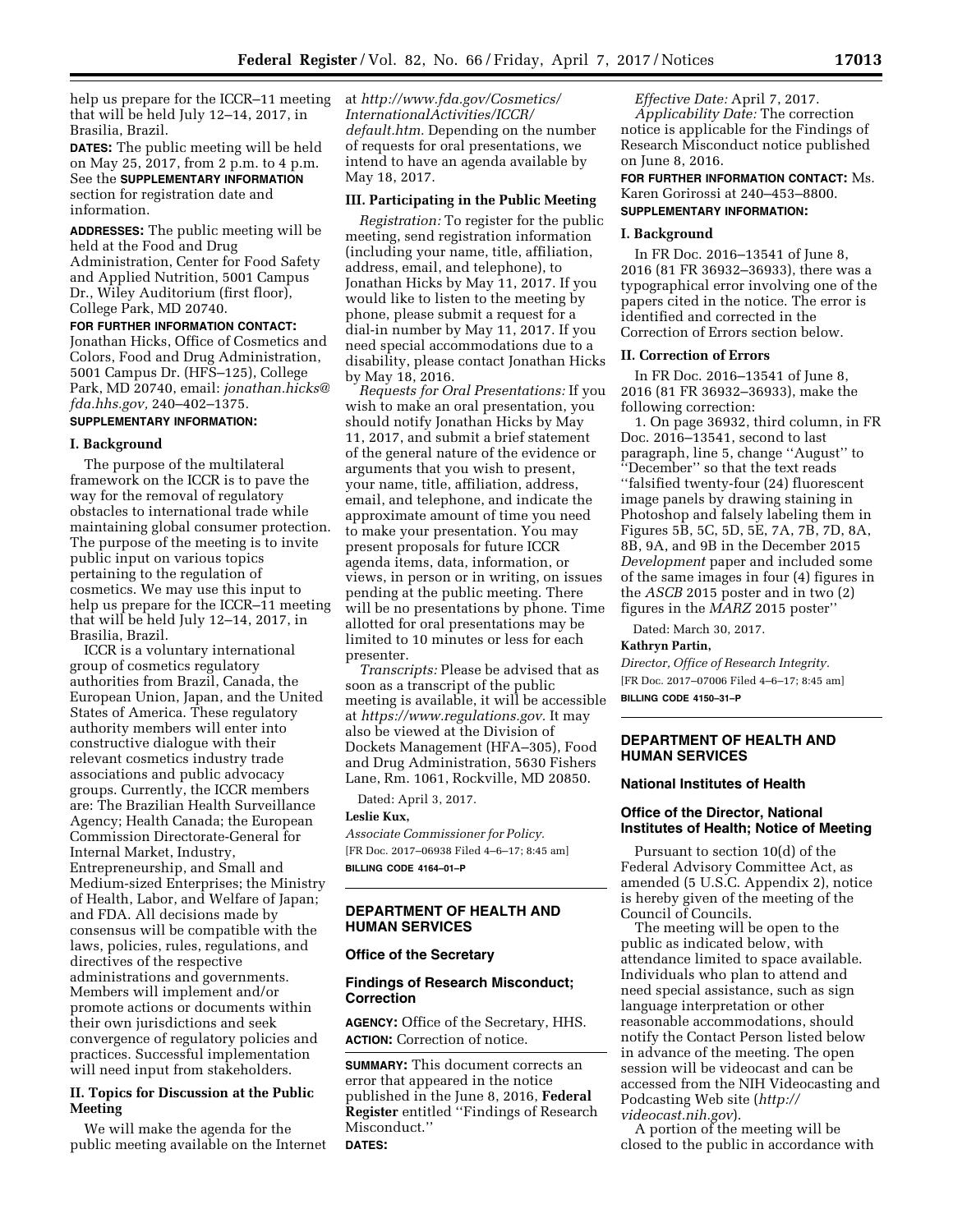help us prepare for the ICCR–11 meeting that will be held July 12–14, 2017, in Brasilia, Brazil.

**DATES:** The public meeting will be held on May 25, 2017, from 2 p.m. to 4 p.m. See the **SUPPLEMENTARY INFORMATION** section for registration date and information.

**ADDRESSES:** The public meeting will be held at the Food and Drug Administration, Center for Food Safety and Applied Nutrition, 5001 Campus Dr., Wiley Auditorium (first floor), College Park, MD 20740.

**FOR FURTHER INFORMATION CONTACT:** Jonathan Hicks, Office of Cosmetics and Colors, Food and Drug Administration, 5001 Campus Dr. (HFS–125), College Park, MD 20740, email: *jonathan.hicks@fda.hhs.gov,* 240–402–1375.

**SUPPLEMENTARY INFORMATION:**

### I. Background

The purpose of the multilateral framework on the ICCR is to pave the way for the removal of regulatory obstacles to international trade while maintaining global consumer protection. The purpose of the meeting is to invite public input on various topics pertaining to the regulation of cosmetics. We may use this input to help us prepare for the ICCR–11 meeting that will be held July 12–14, 2017, in Brasilia, Brazil.

ICCR is a voluntary international group of cosmetics regulatory authorities from Brazil, Canada, the European Union, Japan, and the United States of America. These regulatory authority members will enter into constructive dialogue with their relevant cosmetics industry trade associations and public advocacy groups. Currently, the ICCR members are: The Brazilian Health Surveillance Agency; Health Canada; the European Commission Directorate-General for Internal Market, Industry, Entrepreneurship, and Small and Medium-sized Enterprises; the Ministry of Health, Labor, and Welfare of Japan; and FDA. All decisions made by consensus will be compatible with the laws, policies, rules, regulations, and directives of the respective administrations and governments. Members will implement and/or promote actions or documents within their own jurisdictions and seek convergence of regulatory policies and practices. Successful implementation will need input from stakeholders.

### II. Topics for Discussion at the Public Meeting

We will make the agenda for the public meeting available on the Internet at *http://www.fda.gov/Cosmetics/InternationalActivities/ICCR/default.htm.* Depending on the number of requests for oral presentations, we intend to have an agenda available by May 18, 2017.

### III. Participating in the Public Meeting

*Registration:* To register for the public meeting, send registration information (including your name, title, affiliation, address, email, and telephone), to Jonathan Hicks by May 11, 2017. If you would like to listen to the meeting by phone, please submit a request for a dial-in number by May 11, 2017. If you need special accommodations due to a disability, please contact Jonathan Hicks by May 18, 2016.

*Requests for Oral Presentations:* If you wish to make an oral presentation, you should notify Jonathan Hicks by May 11, 2017, and submit a brief statement of the general nature of the evidence or arguments that you wish to present, your name, title, affiliation, address, email, and telephone, and indicate the approximate amount of time you need to make your presentation. You may present proposals for future ICCR agenda items, data, information, or views, in person or in writing, on issues pending at the public meeting. There will be no presentations by phone. Time allotted for oral presentations may be limited to 10 minutes or less for each presenter.

*Transcripts:* Please be advised that as soon as a transcript of the public meeting is available, it will be accessible at *https://www.regulations.gov.* It may also be viewed at the Division of Dockets Management (HFA–305), Food and Drug Administration, 5630 Fishers Lane, Rm. 1061, Rockville, MD 20850.

Dated: April 3, 2017.

**Leslie Kux,**

*Associate Commissioner for Policy.*

[FR Doc. 2017–06938 Filed 4–6–17; 8:45 am]

**BILLING CODE 4164–01–P**

---

## DEPARTMENT OF HEALTH AND HUMAN SERVICES

### Office of the Secretary

### Findings of Research Misconduct; Correction

**AGENCY:** Office of the Secretary, HHS.

**ACTION:** Correction of notice.

**SUMMARY:** This document corrects an error that appeared in the notice published in the June 8, 2016, **Federal Register** entitled ''Findings of Research Misconduct.''

**DATES:**

*Effective Date:* April 7, 2017.

*Applicability Date:* The correction notice is applicable for the Findings of Research Misconduct notice published on June 8, 2016.

**FOR FURTHER INFORMATION CONTACT:** Ms. Karen Gorirossi at 240–453–8800.

**SUPPLEMENTARY INFORMATION:**

### I. Background

In FR Doc. 2016–13541 of June 8, 2016 (81 FR 36932–36933), there was a typographical error involving one of the papers cited in the notice. The error is identified and corrected in the Correction of Errors section below.

### II. Correction of Errors

In FR Doc. 2016–13541 of June 8, 2016 (81 FR 36932–36933), make the following correction:

1. On page 36932, third column, in FR Doc. 2016–13541, second to last paragraph, line 5, change ''August'' to ''December'' so that the text reads ''falsified twenty-four (24) fluorescent image panels by drawing staining in Photoshop and falsely labeling them in Figures 5B, 5C, 5D, 5E, 7A, 7B, 7D, 8A, 8B, 9A, and 9B in the December 2015 *Development* paper and included some of the same images in four (4) figures in the *ASCB* 2015 poster and in two (2) figures in the *MARZ* 2015 poster''

Dated: March 30, 2017.

**Kathryn Partin,**

*Director, Office of Research Integrity.*

[FR Doc. 2017–07006 Filed 4–6–17; 8:45 am]

**BILLING CODE 4150–31–P**

---

## DEPARTMENT OF HEALTH AND HUMAN SERVICES

### National Institutes of Health

### Office of the Director, National Institutes of Health; Notice of Meeting

Pursuant to section 10(d) of the Federal Advisory Committee Act, as amended (5 U.S.C. Appendix 2), notice is hereby given of the meeting of the Council of Councils.

The meeting will be open to the public as indicated below, with attendance limited to space available. Individuals who plan to attend and need special assistance, such as sign language interpretation or other reasonable accommodations, should notify the Contact Person listed below in advance of the meeting. The open session will be videocast and can be accessed from the NIH Videocasting and Podcasting Web site (*http://videocast.nih.gov*).

A portion of the meeting will be closed to the public in accordance with